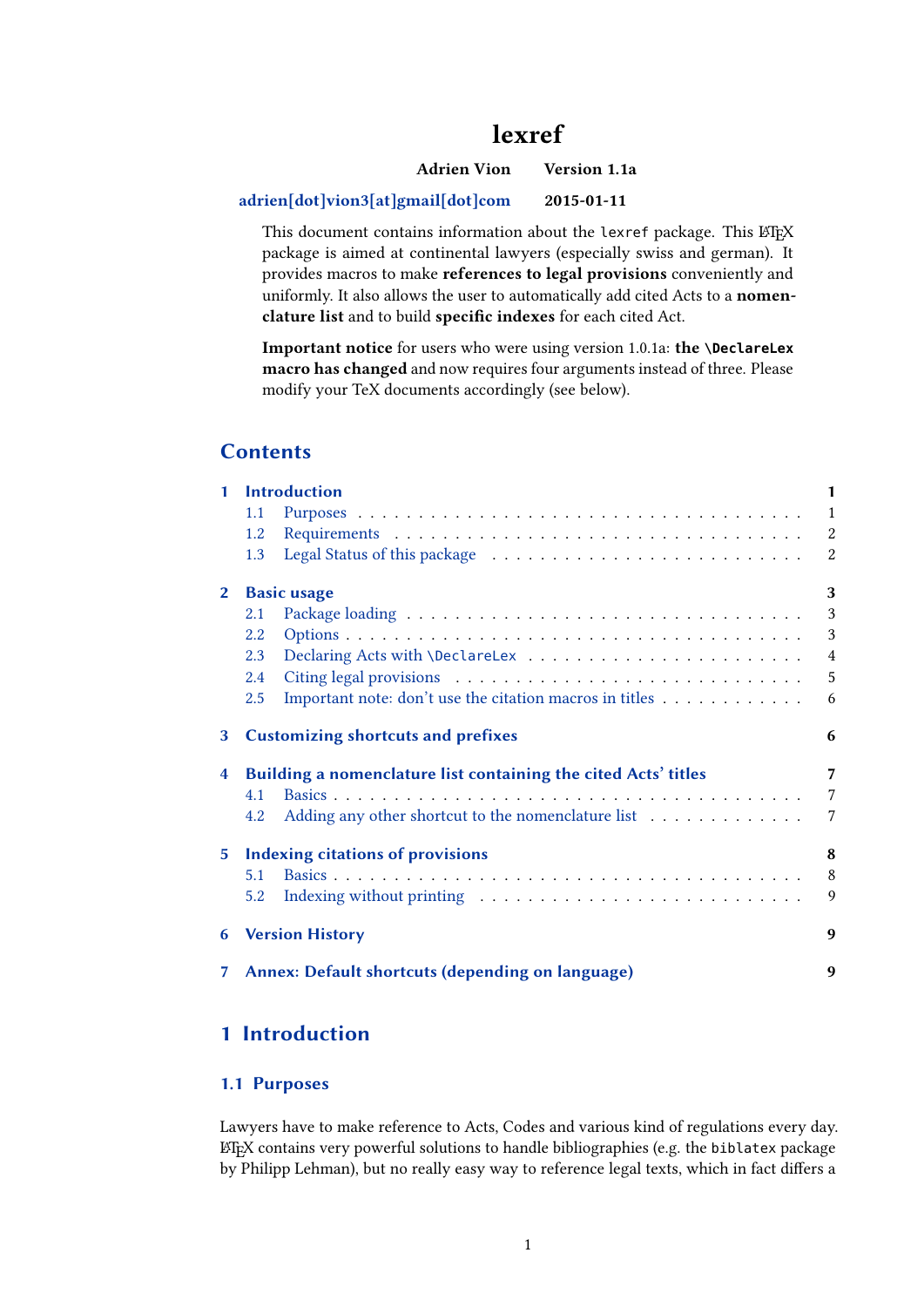# lexref

**Adrien Vion** **Version 1.1a**

**adrien[dot]vion3[at]gmail[dot]com** **2015-01-11**

This document contains information about the `lexref` package. This LaTeX package is aimed at continental lawyers (especially swiss and german). It provides macros to make **references to legal provisions** conveniently and uniformly. It also allows the user to automatically add cited Acts to a **nomenclature list** and to build **specific indexes** for each cited Act.

**Important notice** for users who were using version 1.0.1a: **the `\DeclareLex` macro has changed** and now requires four arguments instead of three. Please modify your TeX documents accordingly (see below).

## Contents

- **1 Introduction** — 1
  - 1.1 Purposes — 1
  - 1.2 Requirements — 2
  - 1.3 Legal Status of this package — 2
- **2 Basic usage** — 3
  - 2.1 Package loading — 3
  - 2.2 Options — 3
  - 2.3 Declaring Acts with `\DeclareLex` — 4
  - 2.4 Citing legal provisions — 5
  - 2.5 Important note: don't use the citation macros in titles — 6
- **3 Customizing shortcuts and prefixes** — 6
- **4 Building a nomenclature list containing the cited Acts' titles** — 7
  - 4.1 Basics — 7
  - 4.2 Adding any other shortcut to the nomenclature list — 7
- **5 Indexing citations of provisions** — 8
  - 5.1 Basics — 8
  - 5.2 Indexing without printing — 9
- **6 Version History** — 9
- **7 Annex: Default shortcuts (depending on language)** — 9

## 1 Introduction

### 1.1 Purposes

Lawyers have to make reference to Acts, Codes and various kind of regulations every day. LaTeX contains very powerful solutions to handle bibliographies (e.g. the `biblatex` package by Philipp Lehman), but no really easy way to reference legal texts, which in fact differs a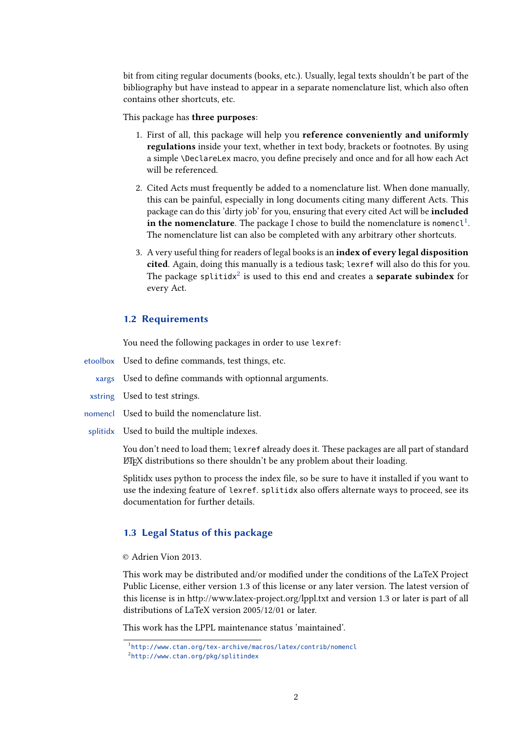bit from citing regular documents (books, etc.). Usually, legal texts shouldn't be part of the bibliography but have instead to appear in a separate nomenclature list, which also often contains other shortcuts, etc.

This package has **three purposes**:

1. First of all, this package will help you **reference conveniently and uniformly regulations** inside your text, whether in text body, brackets or footnotes. By using a simple `\DeclareLex` macro, you define precisely and once and for all how each Act will be referenced.

2. Cited Acts must frequently be added to a nomenclature list. When done manually, this can be painful, especially in long documents citing many different Acts. This package can do this 'dirty job' for you, ensuring that every cited Act will be **included in the nomenclature**. The package I chose to build the nomenclature is `nomencl`[1]. The nomenclature list can also be completed with any arbitrary other shortcuts.

3. A very useful thing for readers of legal books is an **index of every legal disposition cited**. Again, doing this manually is a tedious task; `lexref` will also do this for you. The package `splitidx`[2] is used to this end and creates a **separate subindex** for every Act.

## 1.2 Requirements

You need the following packages in order to use `lexref`:

**etoolbox** Used to define commands, test things, etc.

**xargs** Used to define commands with optionnal arguments.

**xstring** Used to test strings.

**nomencl** Used to build the nomenclature list.

**splitidx** Used to build the multiple indexes.

You don't need to load them; `lexref` already does it. These packages are all part of standard LaTeX distributions so there shouldn't be any problem about their loading.

Splitidx uses python to process the index file, so be sure to have it installed if you want to use the indexing feature of `lexref`. `splitidx` also offers alternate ways to proceed, see its documentation for further details.

## 1.3 Legal Status of this package

© Adrien Vion 2013.

This work may be distributed and/or modified under the conditions of the LaTeX Project Public License, either version 1.3 of this license or any later version. The latest version of this license is in http://www.latex-project.org/lppl.txt and version 1.3 or later is part of all distributions of LaTeX version 2005/12/01 or later.

This work has the LPPL maintenance status 'maintained'.

---

[1] http://www.ctan.org/tex-archive/macros/latex/contrib/nomencl

[2] http://www.ctan.org/pkg/splitindex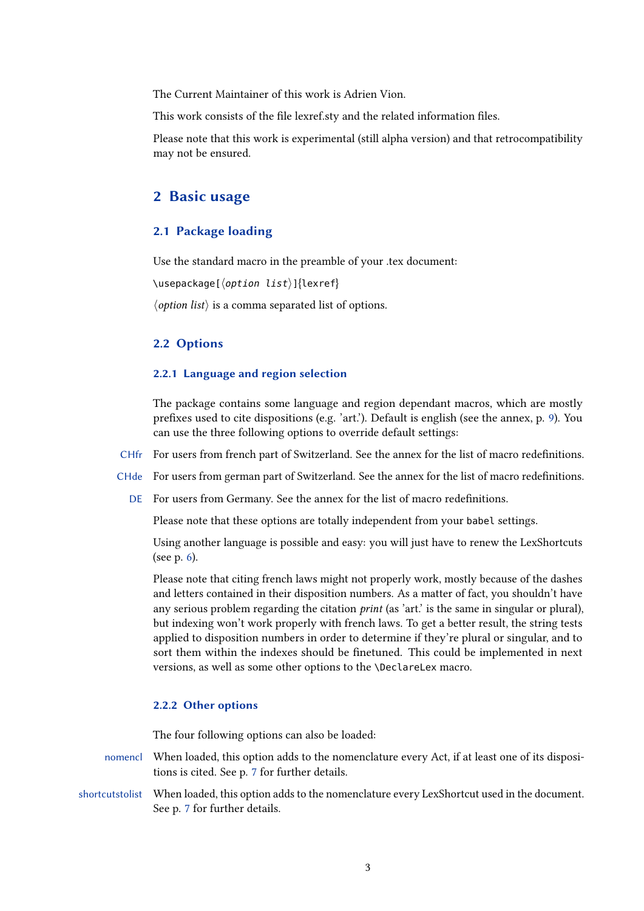The Current Maintainer of this work is Adrien Vion.

This work consists of the file lexref.sty and the related information files.

Please note that this work is experimental (still alpha version) and that retrocompatibility may not be ensured.

## 2 Basic usage

### 2.1 Package loading

Use the standard macro in the preamble of your .tex document:

`\usepackage[⟨option list⟩]{lexref}`

⟨*option list*⟩ is a comma separated list of options.

### 2.2 Options

#### 2.2.1 Language and region selection

The package contains some language and region dependant macros, which are mostly prefixes used to cite dispositions (e.g. 'art.'). Default is english (see the annex, p. 9). You can use the three following options to override default settings:

- **CHfr** For users from french part of Switzerland. See the annex for the list of macro redefinitions.
- **CHde** For users from german part of Switzerland. See the annex for the list of macro redefinitions.
- **DE** For users from Germany. See the annex for the list of macro redefinitions.

Please note that these options are totally independent from your `babel` settings.

Using another language is possible and easy: you will just have to renew the LexShortcuts (see p. 6).

Please note that citing french laws might not properly work, mostly because of the dashes and letters contained in their disposition numbers. As a matter of fact, you shouldn't have any serious problem regarding the citation *print* (as 'art.' is the same in singular or plural), but indexing won't work properly with french laws. To get a better result, the string tests applied to disposition numbers in order to determine if they're plural or singular, and to sort them within the indexes should be finetuned. This could be implemented in next versions, as well as some other options to the `\DeclareLex` macro.

#### 2.2.2 Other options

The four following options can also be loaded:

- **nomencl** When loaded, this option adds to the nomenclature every Act, if at least one of its dispositions is cited. See p. 7 for further details.
- **shortcutstolist** When loaded, this option adds to the nomenclature every LexShortcut used in the document. See p. 7 for further details.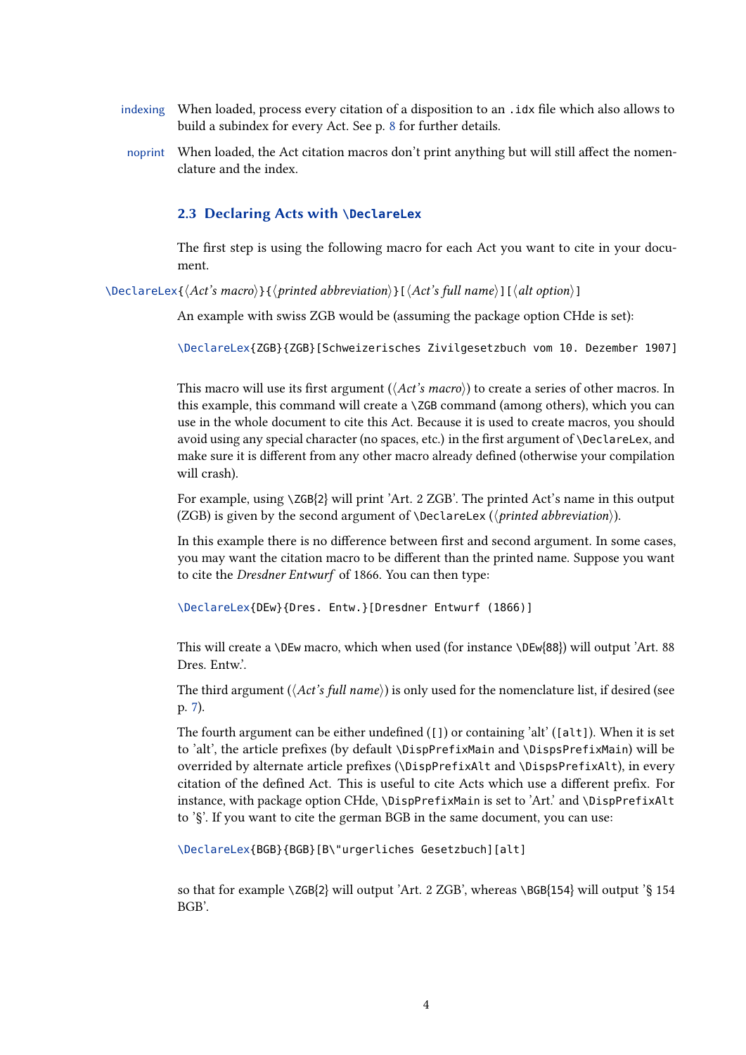indexing When loaded, process every citation of a disposition to an `.idx` file which also allows to build a subindex for every Act. See p. 8 for further details.

noprint When loaded, the Act citation macros don't print anything but will still affect the nomenclature and the index.

### 2.3 Declaring Acts with `\DeclareLex`

The first step is using the following macro for each Act you want to cite in your document.

`\DeclareLex{⟨Act's macro⟩}{⟨printed abbreviation⟩}[⟨Act's full name⟩][⟨alt option⟩]`

An example with swiss ZGB would be (assuming the package option CHde is set):

```
\DeclareLex{ZGB}{ZGB}[Schweizerisches Zivilgesetzbuch vom 10. Dezember 1907]
```

This macro will use its first argument (⟨*Act's macro*⟩) to create a series of other macros. In this example, this command will create a `\ZGB` command (among others), which you can use in the whole document to cite this Act. Because it is used to create macros, you should avoid using any special character (no spaces, etc.) in the first argument of `\DeclareLex`, and make sure it is different from any other macro already defined (otherwise your compilation will crash).

For example, using `\ZGB{2}` will print 'Art. 2 ZGB'. The printed Act's name in this output (ZGB) is given by the second argument of `\DeclareLex` (⟨*printed abbreviation*⟩).

In this example there is no difference between first and second argument. In some cases, you may want the citation macro to be different than the printed name. Suppose you want to cite the *Dresdner Entwurf* of 1866. You can then type:

```
\DeclareLex{DEw}{Dres. Entw.}[Dresdner Entwurf (1866)]
```

This will create a `\DEw` macro, which when used (for instance `\DEw{88}`) will output 'Art. 88 Dres. Entw.'.

The third argument (⟨*Act's full name*⟩) is only used for the nomenclature list, if desired (see p. 7).

The fourth argument can be either undefined (`[]`) or containing 'alt' (`[alt]`). When it is set to 'alt', the article prefixes (by default `\DispPrefixMain` and `\DispsPrefixMain`) will be overrided by alternate article prefixes (`\DispPrefixAlt` and `\DispsPrefixAlt`), in every citation of the defined Act. This is useful to cite Acts which use a different prefix. For instance, with package option CHde, `\DispPrefixMain` is set to 'Art.' and `\DispPrefixAlt` to '§'. If you want to cite the german BGB in the same document, you can use:

```
\DeclareLex{BGB}{BGB}[B\"urgerliches Gesetzbuch][alt]
```

so that for example `\ZGB{2}` will output 'Art. 2 ZGB', whereas `\BGB{154}` will output '§ 154 BGB'.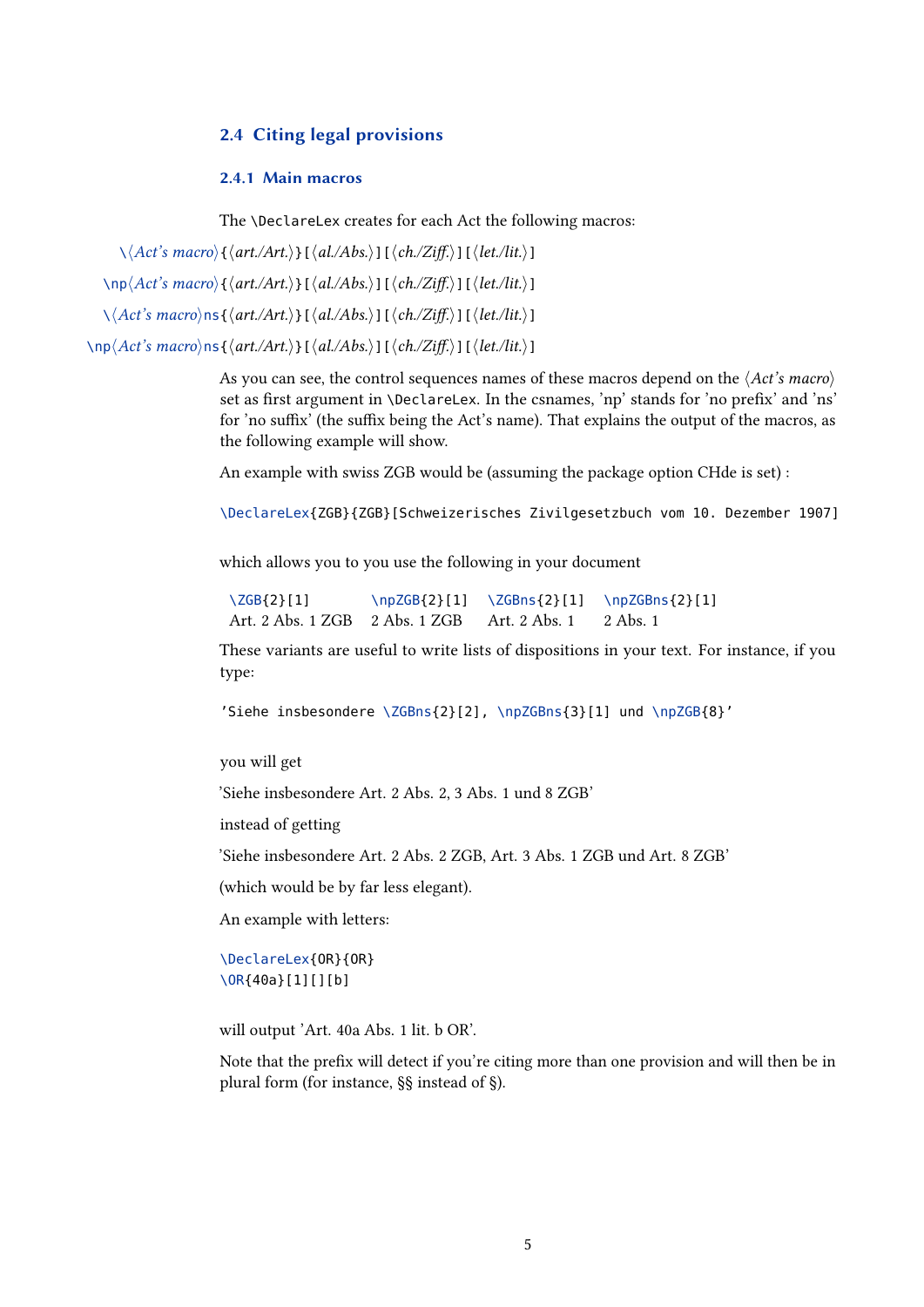## 2.4 Citing legal provisions

### 2.4.1 Main macros

The `\DeclareLex` creates for each Act the following macros:

`\`⟨*Act's macro*⟩`{`⟨*art./Art.*⟩`}[`⟨*al./Abs.*⟩`][`⟨*ch./Ziff.*⟩`][`⟨*let./lit.*⟩`]`

`\np`⟨*Act's macro*⟩`{`⟨*art./Art.*⟩`}[`⟨*al./Abs.*⟩`][`⟨*ch./Ziff.*⟩`][`⟨*let./lit.*⟩`]`

`\`⟨*Act's macro*⟩`ns{`⟨*art./Art.*⟩`}[`⟨*al./Abs.*⟩`][`⟨*ch./Ziff.*⟩`][`⟨*let./lit.*⟩`]`

`\np`⟨*Act's macro*⟩`ns{`⟨*art./Art.*⟩`}[`⟨*al./Abs.*⟩`][`⟨*ch./Ziff.*⟩`][`⟨*let./lit.*⟩`]`

As you can see, the control sequences names of these macros depend on the ⟨*Act's macro*⟩ set as first argument in `\DeclareLex`. In the csnames, 'np' stands for 'no prefix' and 'ns' for 'no suffix' (the suffix being the Act's name). That explains the output of the macros, as the following example will show.

An example with swiss ZGB would be (assuming the package option CHde is set) :

```
\DeclareLex{ZGB}{ZGB}[Schweizerisches Zivilgesetzbuch vom 10. Dezember 1907]
```

which allows you to you use the following in your document

| `\ZGB{2}[1]` | `\npZGB{2}[1]` | `\ZGBns{2}[1]` | `\npZGBns{2}[1]` |
|---|---|---|---|
| Art. 2 Abs. 1 ZGB | 2 Abs. 1 ZGB | Art. 2 Abs. 1 | 2 Abs. 1 |

These variants are useful to write lists of dispositions in your text. For instance, if you type:

```
'Siehe insbesondere \ZGBns{2}[2], \npZGBns{3}[1] und \npZGB{8}'
```

you will get

'Siehe insbesondere Art. 2 Abs. 2, 3 Abs. 1 und 8 ZGB'

instead of getting

'Siehe insbesondere Art. 2 Abs. 2 ZGB, Art. 3 Abs. 1 ZGB und Art. 8 ZGB'

(which would be by far less elegant).

An example with letters:

```
\DeclareLex{OR}{OR}
\OR{40a}[1][][b]
```

will output 'Art. 40a Abs. 1 lit. b OR'.

Note that the prefix will detect if you're citing more than one provision and will then be in plural form (for instance, §§ instead of §).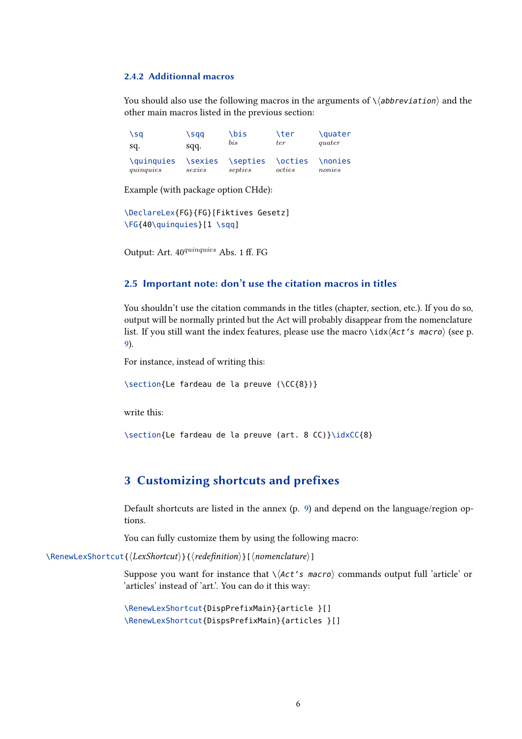### 2.4.2 Additionnal macros

You should also use the following macros in the arguments of \⟨*abbreviation*⟩ and the other main macros listed in the previous section:

| \sq | \sqq | \bis | \ter | \quater |
|---|---|---|---|---|
| sq. | sqq. | *bis* | *ter* | *quater* |
| \quinquies | \sexies | \septies | \octies | \nonies |
| *quinquies* | *sexies* | *septies* | *octies* | *nonies* |

Example (with package option CHde):

```
\DeclareLex{FG}{FG}[Fiktives Gesetz]
\FG{40\quinquies}[1 \sqq]
```

Output: Art. 40$^{quinquies}$ Abs. 1 ff. FG

## 2.5 Important note: don't use the citation macros in titles

You shouldn't use the citation commands in the titles (chapter, section, etc.). If you do so, output will be normally printed but the Act will probably disappear from the nomenclature list. If you still want the index features, please use the macro \idx⟨*Act's macro*⟩ (see p. 9).

For instance, instead of writing this:

```
\section{Le fardeau de la preuve (\CC{8})}
```

write this:

```
\section{Le fardeau de la preuve (art. 8 CC)}\idxCC{8}
```

# 3 Customizing shortcuts and prefixes

Default shortcuts are listed in the annex (p. 9) and depend on the language/region options.

You can fully customize them by using the following macro:

\RenewLexShortcut{⟨*LexShortcut*⟩}{⟨*redefinition*⟩}[⟨*nomenclature*⟩]

Suppose you want for instance that \⟨*Act's macro*⟩ commands output full 'article' or 'articles' instead of 'art.'. You can do it this way:

```
\RenewLexShortcut{DispPrefixMain}{article }[]
\RenewLexShortcut{DispsPrefixMain}{articles }[]
```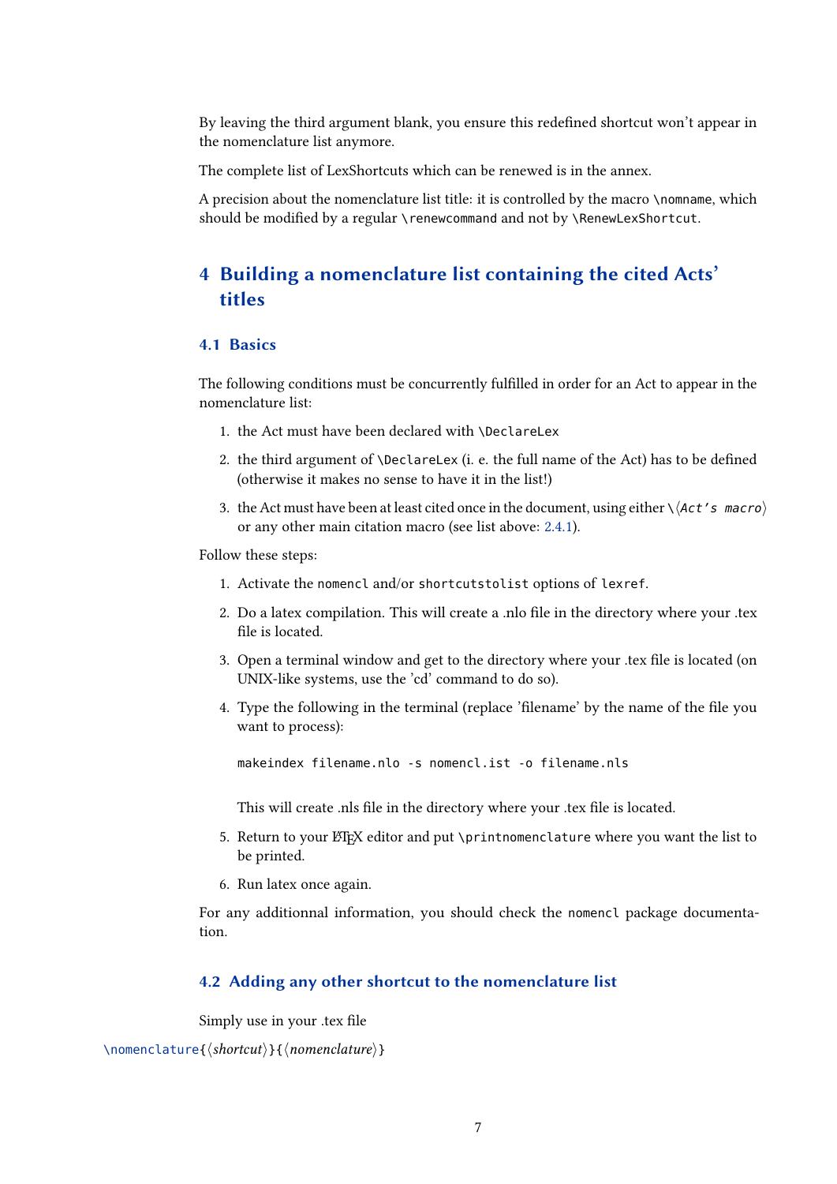By leaving the third argument blank, you ensure this redefined shortcut won't appear in the nomenclature list anymore.

The complete list of LexShortcuts which can be renewed is in the annex.

A precision about the nomenclature list title: it is controlled by the macro `\nomname`, which should be modified by a regular `\renewcommand` and not by `\RenewLexShortcut`.

# 4 Building a nomenclature list containing the cited Acts' titles

## 4.1 Basics

The following conditions must be concurrently fulfilled in order for an Act to appear in the nomenclature list:

1. the Act must have been declared with `\DeclareLex`
2. the third argument of `\DeclareLex` (i. e. the full name of the Act) has to be defined (otherwise it makes no sense to have it in the list!)
3. the Act must have been at least cited once in the document, using either `\⟨Act's macro⟩` or any other main citation macro (see list above: 2.4.1).

Follow these steps:

1. Activate the `nomencl` and/or `shortcutstolist` options of `lexref`.
2. Do a latex compilation. This will create a .nlo file in the directory where your .tex file is located.
3. Open a terminal window and get to the directory where your .tex file is located (on UNIX-like systems, use the 'cd' command to do so).
4. Type the following in the terminal (replace 'filename' by the name of the file you want to process):

   ```
   makeindex filename.nlo -s nomencl.ist -o filename.nls
   ```

   This will create .nls file in the directory where your .tex file is located.
5. Return to your LaTeX editor and put `\printnomenclature` where you want the list to be printed.
6. Run latex once again.

For any additionnal information, you should check the `nomencl` package documentation.

## 4.2 Adding any other shortcut to the nomenclature list

Simply use in your .tex file

```
\nomenclature{⟨shortcut⟩}{⟨nomenclature⟩}
```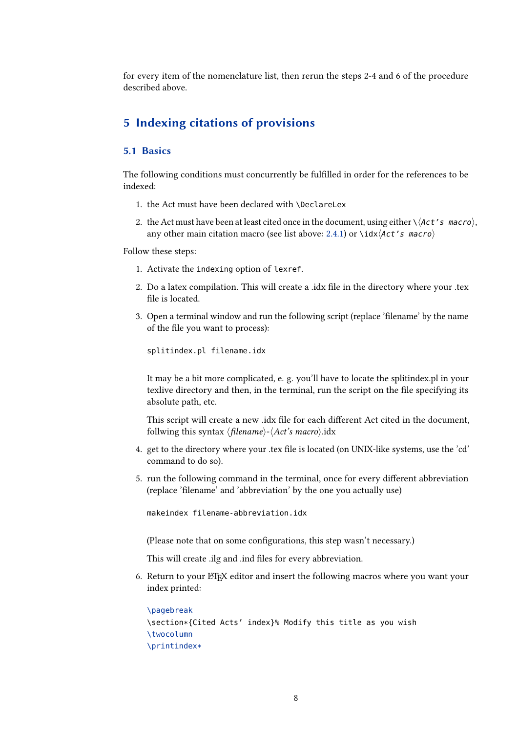for every item of the nomenclature list, then rerun the steps 2-4 and 6 of the procedure described above.

# 5 Indexing citations of provisions

## 5.1 Basics

The following conditions must concurrently be fulfilled in order for the references to be indexed:

1. the Act must have been declared with `\DeclareLex`
2. the Act must have been at least cited once in the document, using either `\⟨Act's macro⟩`, any other main citation macro (see list above: 2.4.1) or `\idx⟨Act's macro⟩`

Follow these steps:

1. Activate the `indexing` option of `lexref`.
2. Do a latex compilation. This will create a .idx file in the directory where your .tex file is located.
3. Open a terminal window and run the following script (replace 'filename' by the name of the file you want to process):

   ```
   splitindex.pl filename.idx
   ```

   It may be a bit more complicated, e. g. you'll have to locate the splitindex.pl in your texlive directory and then, in the terminal, run the script on the file specifying its absolute path, etc.

   This script will create a new .idx file for each different Act cited in the document, follwing this syntax ⟨*filename*⟩-⟨*Act's macro*⟩.idx
4. get to the directory where your .tex file is located (on UNIX-like systems, use the 'cd' command to do so).
5. run the following command in the terminal, once for every different abbreviation (replace 'filename' and 'abbreviation' by the one you actually use)

   ```
   makeindex filename-abbreviation.idx
   ```

   (Please note that on some configurations, this step wasn't necessary.)

   This will create .ilg and .ind files for every abbreviation.
6. Return to your LaTeX editor and insert the following macros where you want your index printed:

   ```
   \pagebreak
   \section*{Cited Acts' index}% Modify this title as you wish
   \twocolumn
   \printindex*
   ```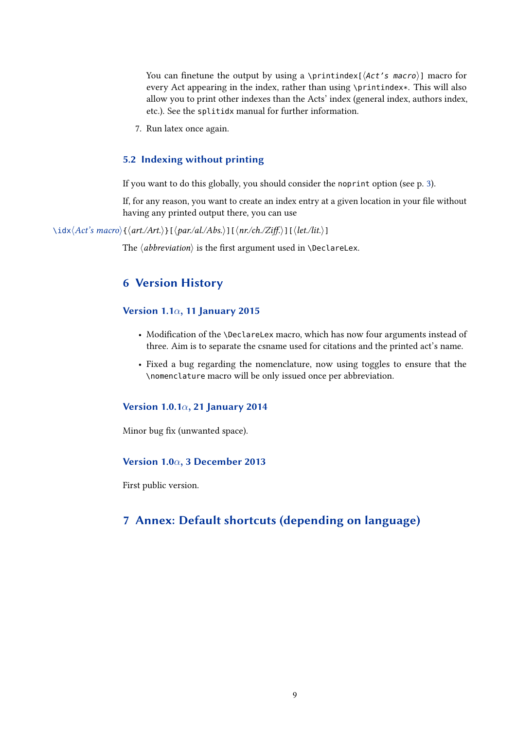You can finetune the output by using a `\printindex[⟨Act's macro⟩]` macro for every Act appearing in the index, rather than using `\printindex*`. This will also allow you to print other indexes than the Acts' index (general index, authors index, etc.). See the `splitidx` manual for further information.

7. Run latex once again.

### 5.2 Indexing without printing

If you want to do this globally, you should consider the `noprint` option (see p. 3).

If, for any reason, you want to create an index entry at a given location in your file without having any printed output there, you can use

`\idx`⟨*Act's macro*⟩`{`⟨*art./Art.*⟩`}[`⟨*par./al./Abs.*⟩`][`⟨*nr./ch./Ziff.*⟩`][`⟨*let./lit.*⟩`]`

The ⟨*abbreviation*⟩ is the first argument used in `\DeclareLex`.

## 6 Version History

### Version 1.1$\alpha$, 11 January 2015

- Modification of the `\DeclareLex` macro, which has now four arguments instead of three. Aim is to separate the csname used for citations and the printed act's name.
- Fixed a bug regarding the nomenclature, now using toggles to ensure that the `\nomenclature` macro will be only issued once per abbreviation.

### Version 1.0.1$\alpha$, 21 January 2014

Minor bug fix (unwanted space).

### Version 1.0$\alpha$, 3 December 2013

First public version.

## 7 Annex: Default shortcuts (depending on language)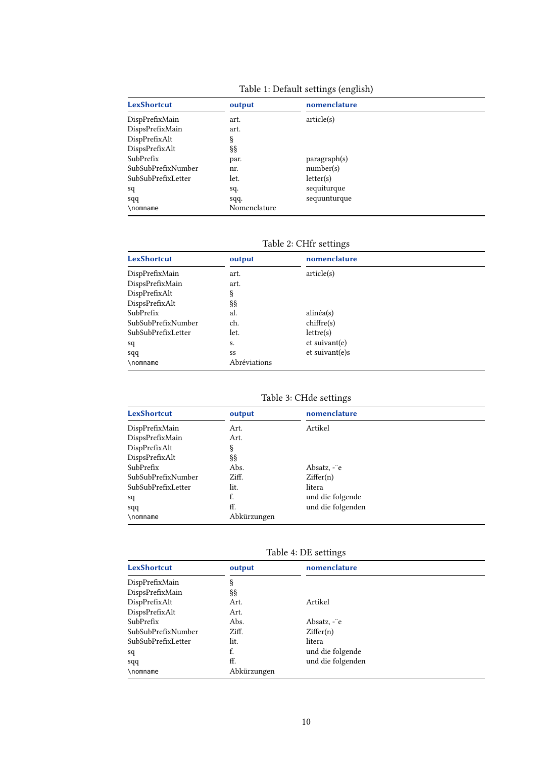Table 1: Default settings (english)

| LexShortcut | output | nomenclature |
|---|---|---|
| DispPrefixMain | art. | article(s) |
| DispsPrefixMain | art. | |
| DispPrefixAlt | § | |
| DispsPrefixAlt | §§ | |
| SubPrefix | par. | paragraph(s) |
| SubSubPrefixNumber | nr. | number(s) |
| SubSubPrefixLetter | let. | letter(s) |
| sq | sq. | sequiturque |
| sqq | sqq. | sequunturque |
| `\nomname` | Nomenclature | |

Table 2: CHfr settings

| LexShortcut | output | nomenclature |
|---|---|---|
| DispPrefixMain | art. | article(s) |
| DispsPrefixMain | art. | |
| DispPrefixAlt | § | |
| DispsPrefixAlt | §§ | |
| SubPrefix | al. | alinéa(s) |
| SubSubPrefixNumber | ch. | chiffre(s) |
| SubSubPrefixLetter | let. | lettre(s) |
| sq | s. | et suivant(e) |
| sqq | ss | et suivant(e)s |
| `\nomname` | Abréviations | |

Table 3: CHde settings

| LexShortcut | output | nomenclature |
|---|---|---|
| DispPrefixMain | Art. | Artikel |
| DispsPrefixMain | Art. | |
| DispPrefixAlt | § | |
| DispsPrefixAlt | §§ | |
| SubPrefix | Abs. | Absatz, -¨e |
| SubSubPrefixNumber | Ziff. | Ziffer(n) |
| SubSubPrefixLetter | lit. | litera |
| sq | f. | und die folgende |
| sqq | ff. | und die folgenden |
| `\nomname` | Abkürzungen | |

Table 4: DE settings

| LexShortcut | output | nomenclature |
|---|---|---|
| DispPrefixMain | § | |
| DispsPrefixMain | §§ | |
| DispPrefixAlt | Art. | Artikel |
| DispsPrefixAlt | Art. | |
| SubPrefix | Abs. | Absatz, -¨e |
| SubSubPrefixNumber | Ziff. | Ziffer(n) |
| SubSubPrefixLetter | lit. | litera |
| sq | f. | und die folgende |
| sqq | ff. | und die folgenden |
| `\nomname` | Abkürzungen | |